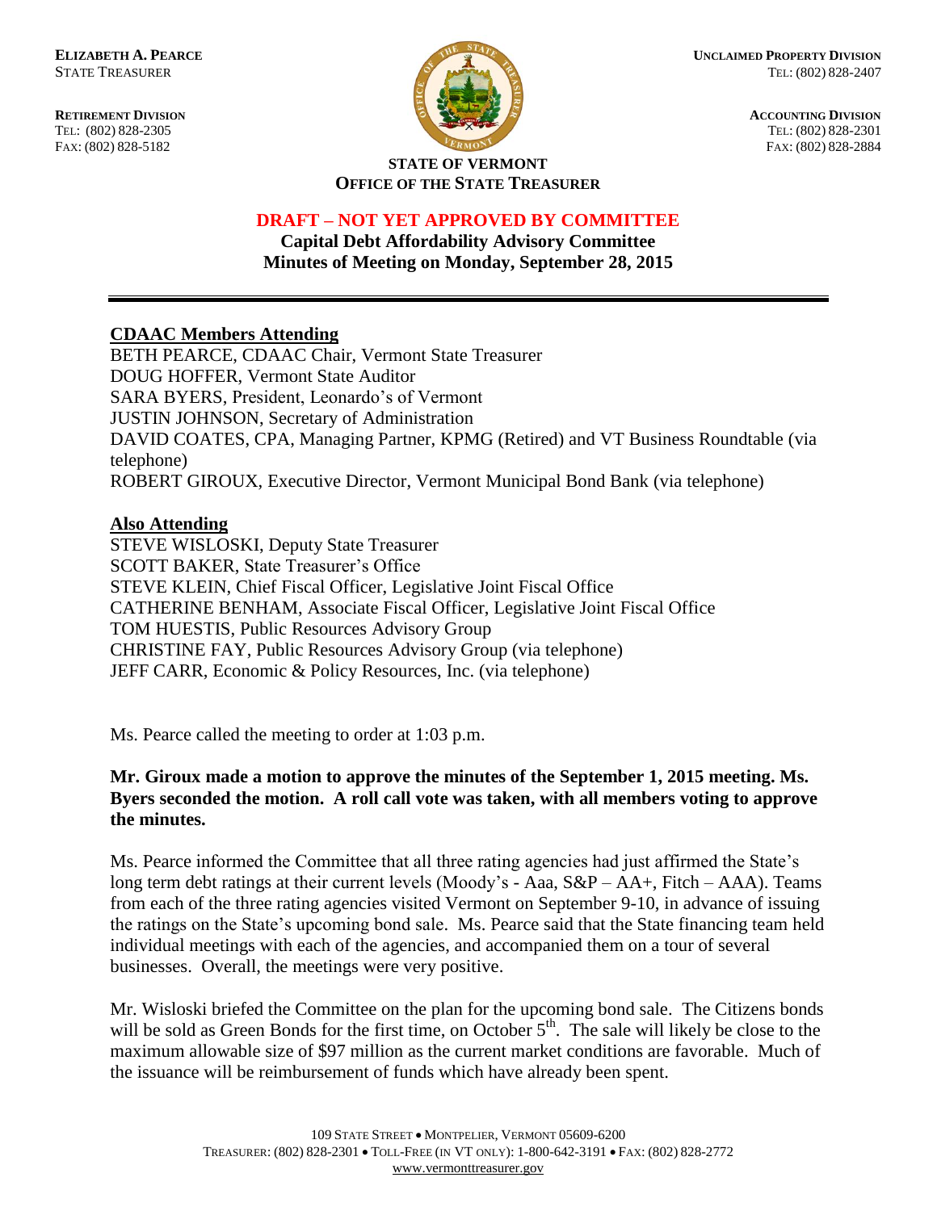**ELIZABETH A. PEARCE**
STATE TREASURER

**RETIREMENT DIVISION**
TEL: (802) 828-2305
FAX: (802) 828-5182

**UNCLAIMED PROPERTY DIVISION**
TEL: (802) 828-2407

**ACCOUNTING DIVISION**
TEL: (802) 828-2301
FAX: (802) 828-2884

**STATE OF VERMONT**
**OFFICE OF THE STATE TREASURER**

**DRAFT – NOT YET APPROVED BY COMMITTEE**

**Capital Debt Affordability Advisory Committee**
**Minutes of Meeting on Monday, September 28, 2015**

---

**CDAAC Members Attending**

BETH PEARCE, CDAAC Chair, Vermont State Treasurer
DOUG HOFFER, Vermont State Auditor
SARA BYERS, President, Leonardo's of Vermont
JUSTIN JOHNSON, Secretary of Administration
DAVID COATES, CPA, Managing Partner, KPMG (Retired) and VT Business Roundtable (via telephone)
ROBERT GIROUX, Executive Director, Vermont Municipal Bond Bank (via telephone)

**Also Attending**

STEVE WISLOSKI, Deputy State Treasurer
SCOTT BAKER, State Treasurer's Office
STEVE KLEIN, Chief Fiscal Officer, Legislative Joint Fiscal Office
CATHERINE BENHAM, Associate Fiscal Officer, Legislative Joint Fiscal Office
TOM HUESTIS, Public Resources Advisory Group
CHRISTINE FAY, Public Resources Advisory Group (via telephone)
JEFF CARR, Economic & Policy Resources, Inc. (via telephone)

Ms. Pearce called the meeting to order at 1:03 p.m.

**Mr. Giroux made a motion to approve the minutes of the September 1, 2015 meeting. Ms. Byers seconded the motion. A roll call vote was taken, with all members voting to approve the minutes.**

Ms. Pearce informed the Committee that all three rating agencies had just affirmed the State's long term debt ratings at their current levels (Moody's - Aaa, S&P – AA+, Fitch – AAA). Teams from each of the three rating agencies visited Vermont on September 9-10, in advance of issuing the ratings on the State's upcoming bond sale. Ms. Pearce said that the State financing team held individual meetings with each of the agencies, and accompanied them on a tour of several businesses. Overall, the meetings were very positive.

Mr. Wisloski briefed the Committee on the plan for the upcoming bond sale. The Citizens bonds will be sold as Green Bonds for the first time, on October 5th. The sale will likely be close to the maximum allowable size of $97 million as the current market conditions are favorable. Much of the issuance will be reimbursement of funds which have already been spent.

109 STATE STREET • MONTPELIER, VERMONT 05609-6200
TREASURER: (802) 828-2301 • TOLL-FREE (IN VT ONLY): 1-800-642-3191 • FAX: (802) 828-2772
www.vermonttreasurer.gov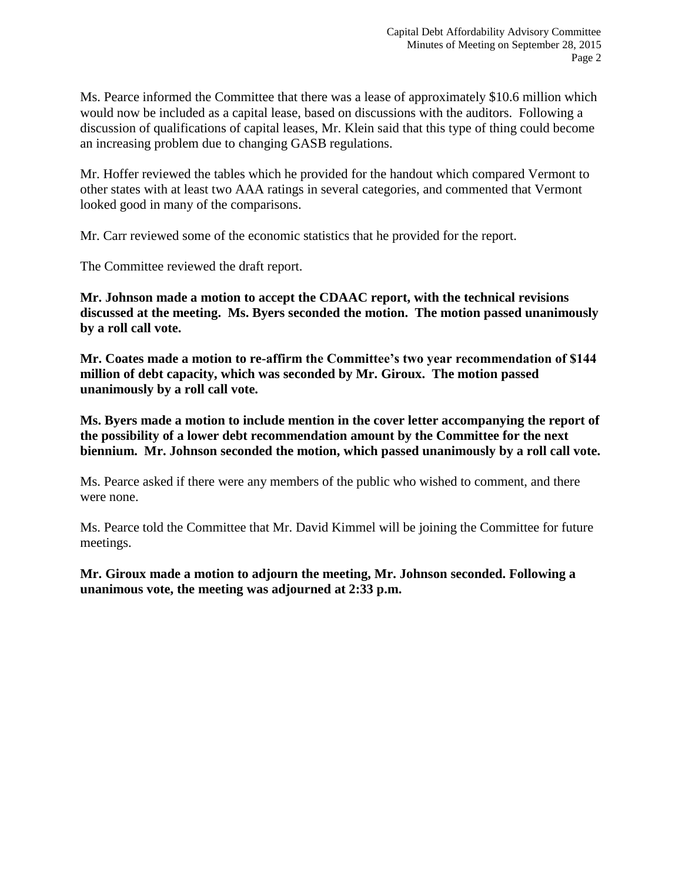Ms. Pearce informed the Committee that there was a lease of approximately $10.6 million which would now be included as a capital lease, based on discussions with the auditors. Following a discussion of qualifications of capital leases, Mr. Klein said that this type of thing could become an increasing problem due to changing GASB regulations.

Mr. Hoffer reviewed the tables which he provided for the handout which compared Vermont to other states with at least two AAA ratings in several categories, and commented that Vermont looked good in many of the comparisons.

Mr. Carr reviewed some of the economic statistics that he provided for the report.

The Committee reviewed the draft report.

**Mr. Johnson made a motion to accept the CDAAC report, with the technical revisions discussed at the meeting. Ms. Byers seconded the motion. The motion passed unanimously by a roll call vote.**

**Mr. Coates made a motion to re-affirm the Committee's two year recommendation of $144 million of debt capacity, which was seconded by Mr. Giroux. The motion passed unanimously by a roll call vote.**

**Ms. Byers made a motion to include mention in the cover letter accompanying the report of the possibility of a lower debt recommendation amount by the Committee for the next biennium. Mr. Johnson seconded the motion, which passed unanimously by a roll call vote.**

Ms. Pearce asked if there were any members of the public who wished to comment, and there were none.

Ms. Pearce told the Committee that Mr. David Kimmel will be joining the Committee for future meetings.

**Mr. Giroux made a motion to adjourn the meeting, Mr. Johnson seconded. Following a unanimous vote, the meeting was adjourned at 2:33 p.m.**